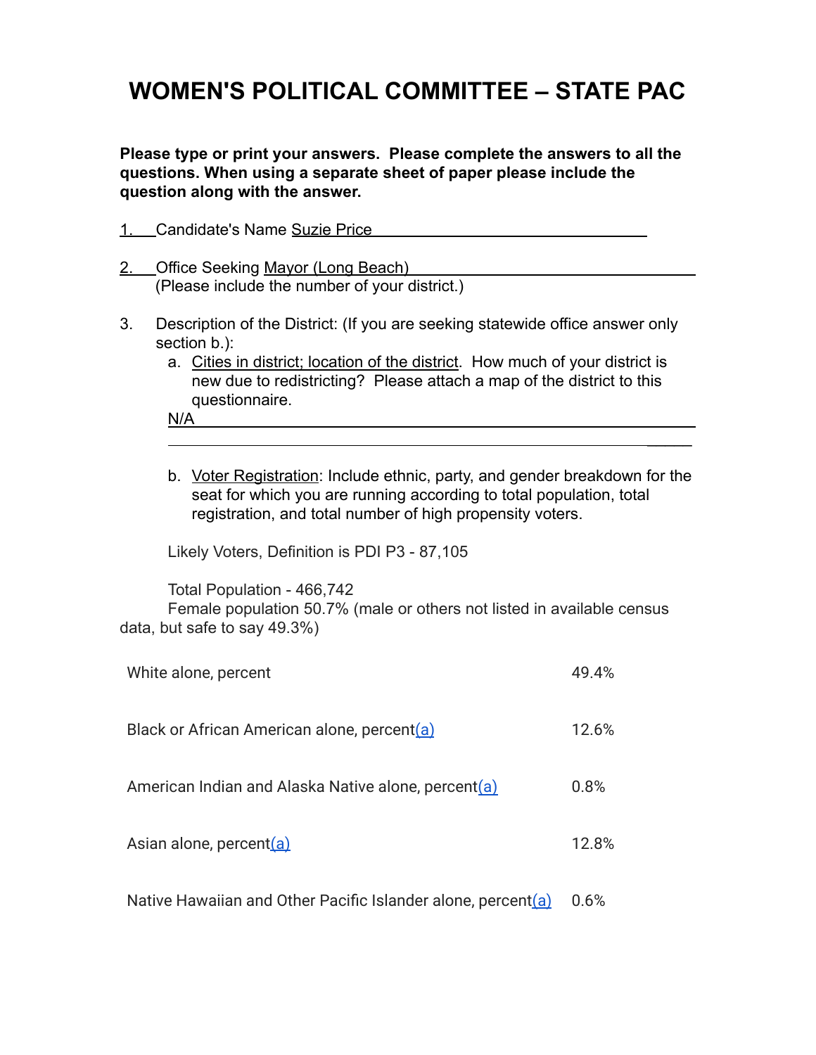# WOMEN'S POLITICAL COMMITTEE – STATE PAC

**Please type or print your answers. Please complete the answers to all the questions. When using a separate sheet of paper please include the question along with the answer.**

1. Candidate's Name Suzie Price

2. Office Seeking Mayor (Long Beach)
   (Please include the number of your district.)

3. Description of the District: (If you are seeking statewide office answer only section b.):
   a. Cities in district; location of the district. How much of your district is new due to redistricting? Please attach a map of the district to this questionnaire.
   
   N/A

   b. Voter Registration: Include ethnic, party, and gender breakdown for the seat for which you are running according to total population, total registration, and total number of high propensity voters.

   Likely Voters, Definition is PDI P3 - 87,105

   Total Population - 466,742
   Female population 50.7% (male or others not listed in available census data, but safe to say 49.3%)

| | |
|---|---|
| White alone, percent | 49.4% |
| Black or African American alone, percent(a) | 12.6% |
| American Indian and Alaska Native alone, percent(a) | 0.8% |
| Asian alone, percent(a) | 12.8% |
| Native Hawaiian and Other Pacific Islander alone, percent(a) | 0.6% |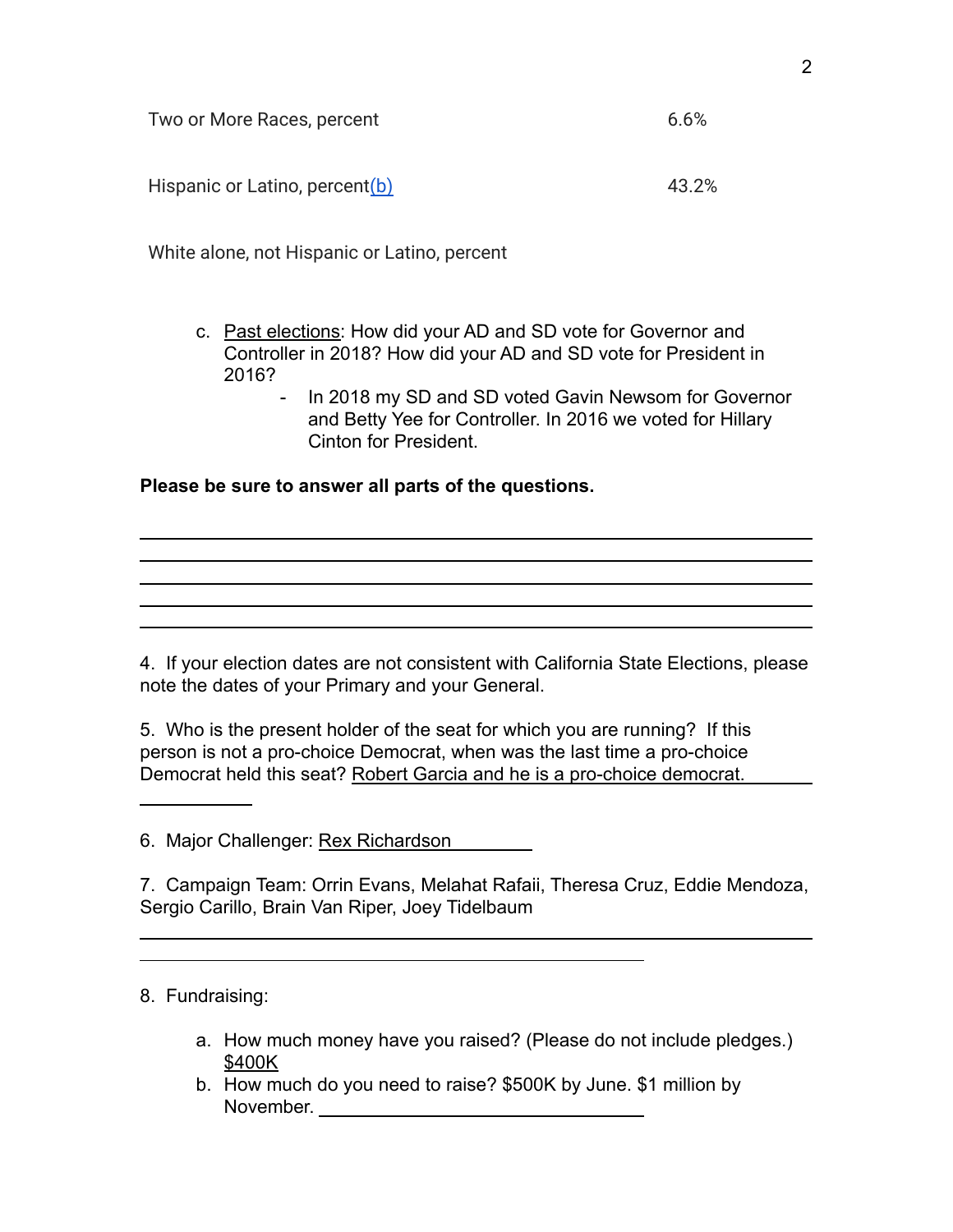| | |
|---|---|
| Two or More Races, percent | 6.6% |
| Hispanic or Latino, percent(b) | 43.2% |
| White alone, not Hispanic or Latino, percent | |

c. Past elections: How did your AD and SD vote for Governor and Controller in 2018? How did your AD and SD vote for President in 2016?

   - In 2018 my SD and SD voted Gavin Newsom for Governor and Betty Yee for Controller. In 2016 we voted for Hillary Cinton for President.

**Please be sure to answer all parts of the questions.**

4. If your election dates are not consistent with California State Elections, please note the dates of your Primary and your General.

5. Who is the present holder of the seat for which you are running? If this person is not a pro-choice Democrat, when was the last time a pro-choice Democrat held this seat? Robert Garcia and he is a pro-choice democrat.

6. Major Challenger: Rex Richardson

7. Campaign Team: Orrin Evans, Melahat Rafaii, Theresa Cruz, Eddie Mendoza, Sergio Carillo, Brain Van Riper, Joey Tidelbaum

8. Fundraising:

   a. How much money have you raised? (Please do not include pledges.) $400K
   b. How much do you need to raise? $500K by June. $1 million by November.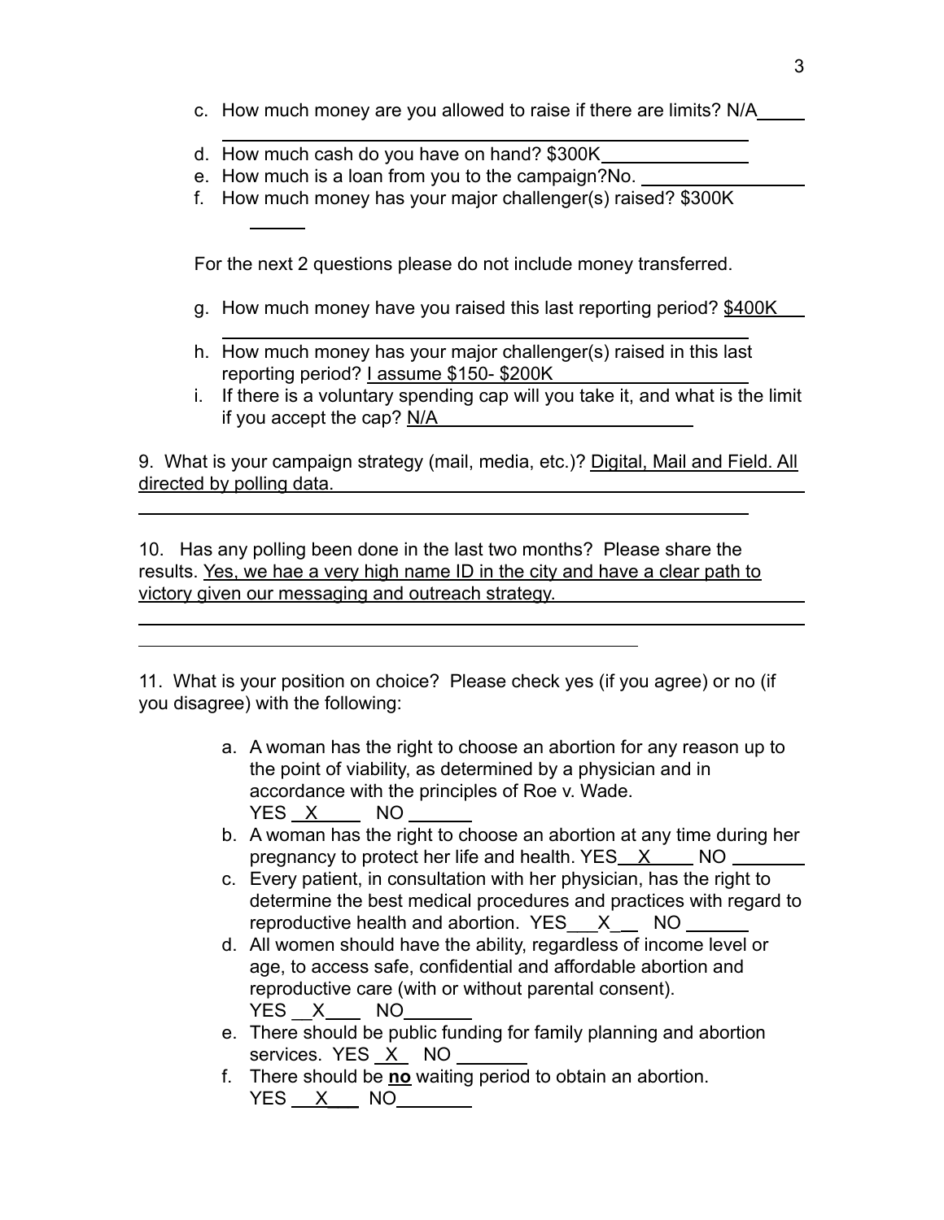c. How much money are you allowed to raise if there are limits? N/A

d. How much cash do you have on hand? $300K

e. How much is a loan from you to the campaign?No.

f. How much money has your major challenger(s) raised? $300K

For the next 2 questions please do not include money transferred.

g. How much money have you raised this last reporting period? $400K

h. How much money has your major challenger(s) raised in this last reporting period? I assume $150- $200K

i. If there is a voluntary spending cap will you take it, and what is the limit if you accept the cap? N/A

9. What is your campaign strategy (mail, media, etc.)? Digital, Mail and Field. All directed by polling data.

10. Has any polling been done in the last two months? Please share the results. Yes, we hae a very high name ID in the city and have a clear path to victory given our messaging and outreach strategy.

11. What is your position on choice? Please check yes (if you agree) or no (if you disagree) with the following:

a. A woman has the right to choose an abortion for any reason up to the point of viability, as determined by a physician and in accordance with the principles of Roe v. Wade. YES X NO ___

b. A woman has the right to choose an abortion at any time during her pregnancy to protect her life and health. YES X NO ___

c. Every patient, in consultation with her physician, has the right to determine the best medical procedures and practices with regard to reproductive health and abortion. YES X NO ___

d. All women should have the ability, regardless of income level or age, to access safe, confidential and affordable abortion and reproductive care (with or without parental consent). YES X NO ___

e. There should be public funding for family planning and abortion services. YES X NO ___

f. There should be **no** waiting period to obtain an abortion. YES X NO ___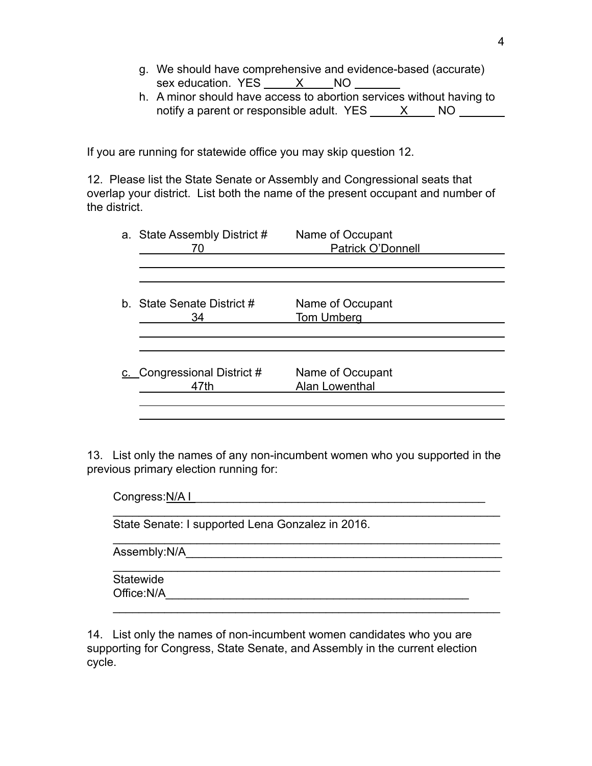g. We should have comprehensive and evidence-based (accurate) sex education. YES \_\_\_X\_\_\_ NO \_\_\_\_\_\_
h. A minor should have access to abortion services without having to notify a parent or responsible adult. YES \_\_\_X\_\_\_ NO \_\_\_\_\_\_

If you are running for statewide office you may skip question 12.

12. Please list the State Senate or Assembly and Congressional seats that overlap your district. List both the name of the present occupant and number of the district.

a. State Assembly District # 70 — Name of Occupant: Patrick O'Donnell

b. State Senate District # 34 — Name of Occupant: Tom Umberg

c. Congressional District # 47th — Name of Occupant: Alan Lowenthal

13. List only the names of any non-incumbent women who you supported in the previous primary election running for:

Congress: N/A I

State Senate: I supported Lena Gonzalez in 2016.

Assembly: N/A

Statewide Office: N/A

14. List only the names of non-incumbent women candidates who you are supporting for Congress, State Senate, and Assembly in the current election cycle.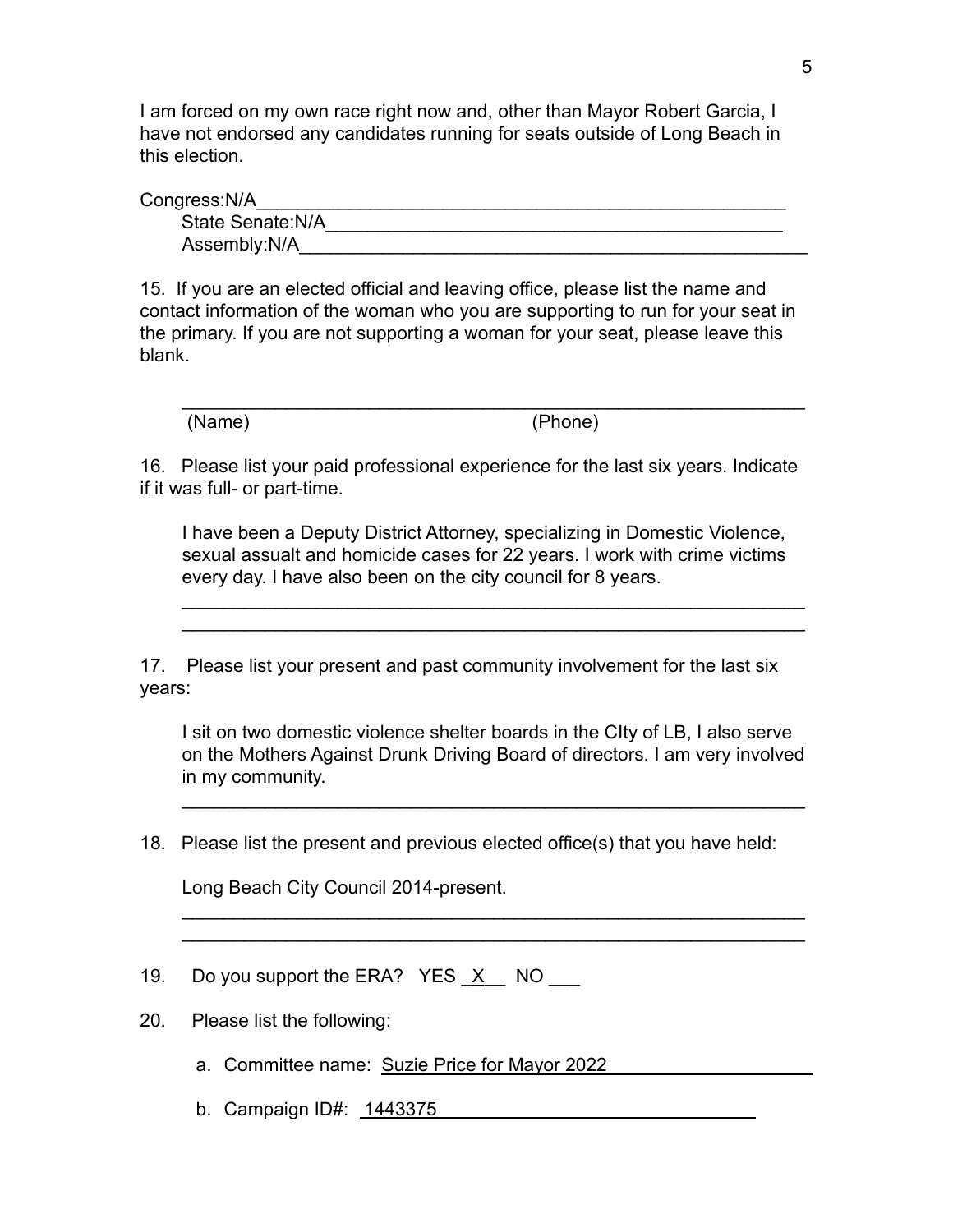I am forced on my own race right now and, other than Mayor Robert Garcia, I have not endorsed any candidates running for seats outside of Long Beach in this election.

Congress:N/A______________________________________________________
State Senate:N/A_______________________________________________
Assembly:N/A____________________________________________________

15. If you are an elected official and leaving office, please list the name and contact information of the woman who you are supporting to run for your seat in the primary. If you are not supporting a woman for your seat, please leave this blank.

______________________________________________________________
(Name) (Phone)

16. Please list your paid professional experience for the last six years. Indicate if it was full- or part-time.

I have been a Deputy District Attorney, specializing in Domestic Violence, sexual assualt and homicide cases for 22 years. I work with crime victims every day. I have also been on the city council for 8 years.

______________________________________________________________
______________________________________________________________

17. Please list your present and past community involvement for the last six years:

I sit on two domestic violence shelter boards in the CIty of LB, I also serve on the Mothers Against Drunk Driving Board of directors. I am very involved in my community.

______________________________________________________________

18. Please list the present and previous elected office(s) that you have held:

Long Beach City Council 2014-present.

______________________________________________________________
______________________________________________________________

19. Do you support the ERA? YES _X__ NO ___

20. Please list the following:

a. Committee name: Suzie Price for Mayor 2022

b. Campaign ID#: 1443375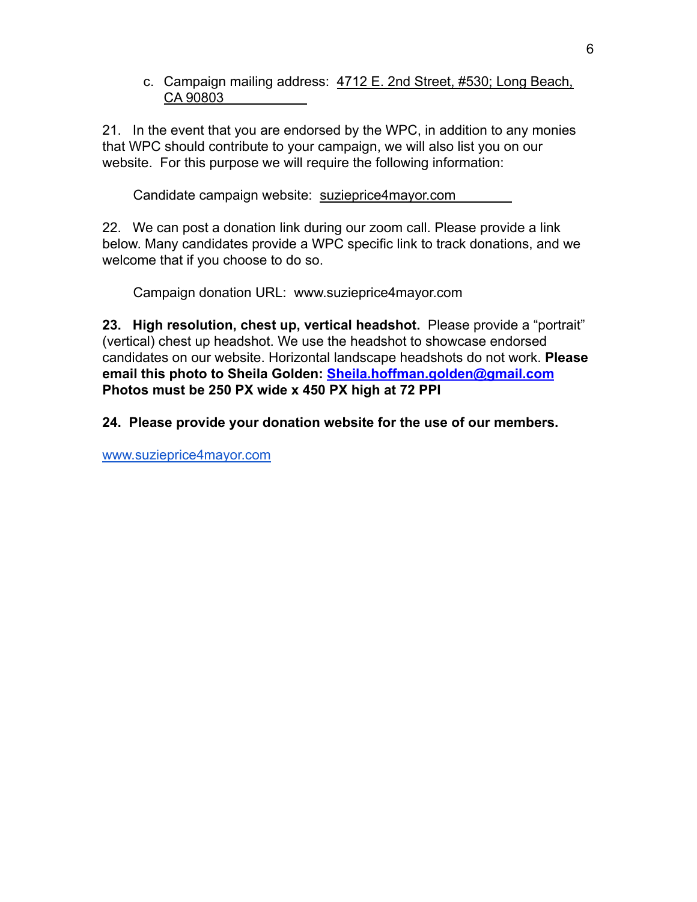c. Campaign mailing address: 4712 E. 2nd Street, #530; Long Beach, CA 90803

21. In the event that you are endorsed by the WPC, in addition to any monies that WPC should contribute to your campaign, we will also list you on our website. For this purpose we will require the following information:

Candidate campaign website: suzieprice4mayor.com

22. We can post a donation link during our zoom call. Please provide a link below. Many candidates provide a WPC specific link to track donations, and we welcome that if you choose to do so.

Campaign donation URL: www.suzieprice4mayor.com

**23. High resolution, chest up, vertical headshot.** Please provide a "portrait" (vertical) chest up headshot. We use the headshot to showcase endorsed candidates on our website. Horizontal landscape headshots do not work. **Please email this photo to Sheila Golden: Sheila.hoffman.golden@gmail.com Photos must be 250 PX wide x 450 PX high at 72 PPI**

**24. Please provide your donation website for the use of our members.**

www.suzieprice4mayor.com